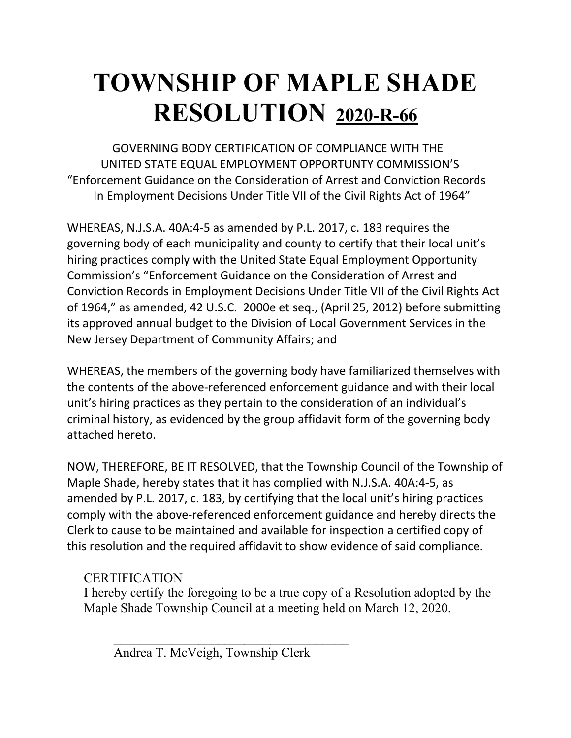# TOWNSHIP OF MAPLE SHADE RESOLUTION 2020-R-66

GOVERNING BODY CERTIFICATION OF COMPLIANCE WITH THE UNITED STATE EQUAL EMPLOYMENT OPPORTUNTY COMMISSION'S "Enforcement Guidance on the Consideration of Arrest and Conviction Records In Employment Decisions Under Title VII of the Civil Rights Act of 1964"

WHEREAS, N.J.S.A. 40A:4-5 as amended by P.L. 2017, c. 183 requires the governing body of each municipality and county to certify that their local unit's hiring practices comply with the United State Equal Employment Opportunity Commission's "Enforcement Guidance on the Consideration of Arrest and Conviction Records in Employment Decisions Under Title VII of the Civil Rights Act of 1964," as amended, 42 U.S.C. 2000e et seq., (April 25, 2012) before submitting its approved annual budget to the Division of Local Government Services in the New Jersey Department of Community Affairs; and

WHEREAS, the members of the governing body have familiarized themselves with the contents of the above-referenced enforcement guidance and with their local unit's hiring practices as they pertain to the consideration of an individual's criminal history, as evidenced by the group affidavit form of the governing body attached hereto.

NOW, THEREFORE, BE IT RESOLVED, that the Township Council of the Township of Maple Shade, hereby states that it has complied with N.J.S.A. 40A:4-5, as amended by P.L. 2017, c. 183, by certifying that the local unit's hiring practices comply with the above-referenced enforcement guidance and hereby directs the Clerk to cause to be maintained and available for inspection a certified copy of this resolution and the required affidavit to show evidence of said compliance.

CERTIFICATION

I hereby certify the foregoing to be a true copy of a Resolution adopted by the Maple Shade Township Council at a meeting held on March 12, 2020.

_____________________________________

Andrea T. McVeigh, Township Clerk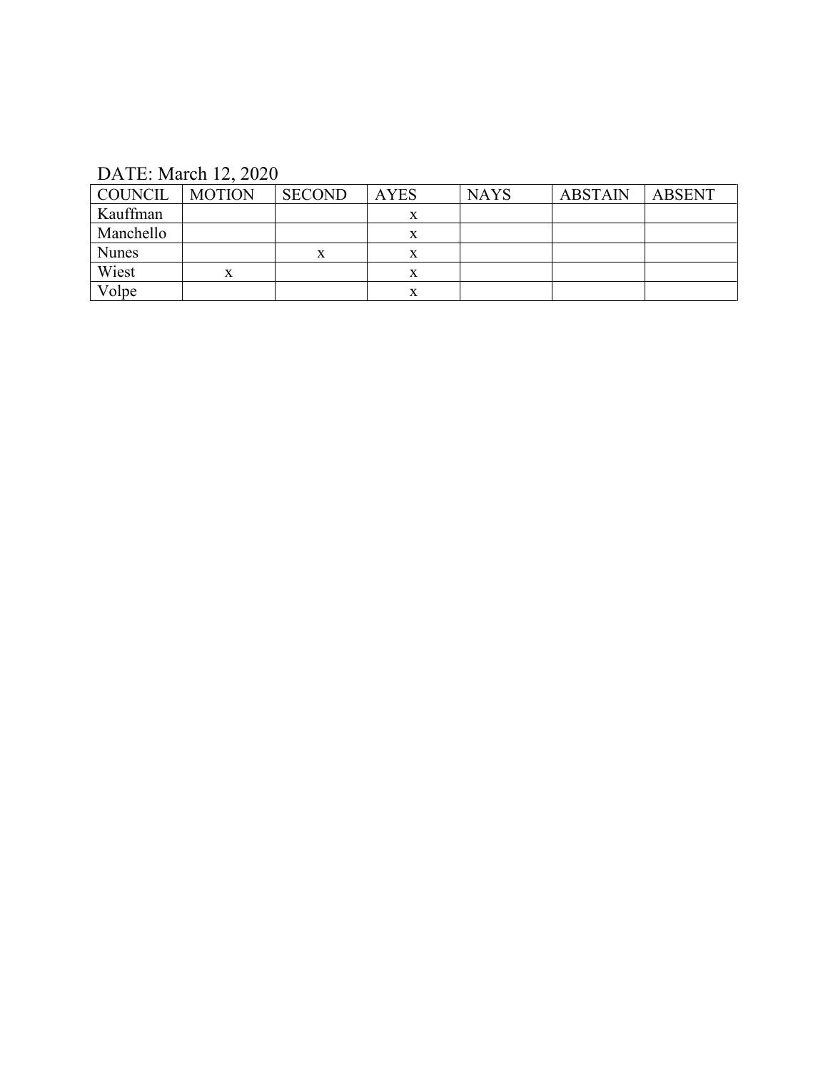DATE: March 12, 2020

| COUNCIL | MOTION | SECOND | AYES | NAYS | ABSTAIN | ABSENT |
| --- | --- | --- | --- | --- | --- | --- |
| Kauffman | | | x | | | |
| Manchello | | | x | | | |
| Nunes | | x | x | | | |
| Wiest | x | | x | | | |
| Volpe | | | x | | | |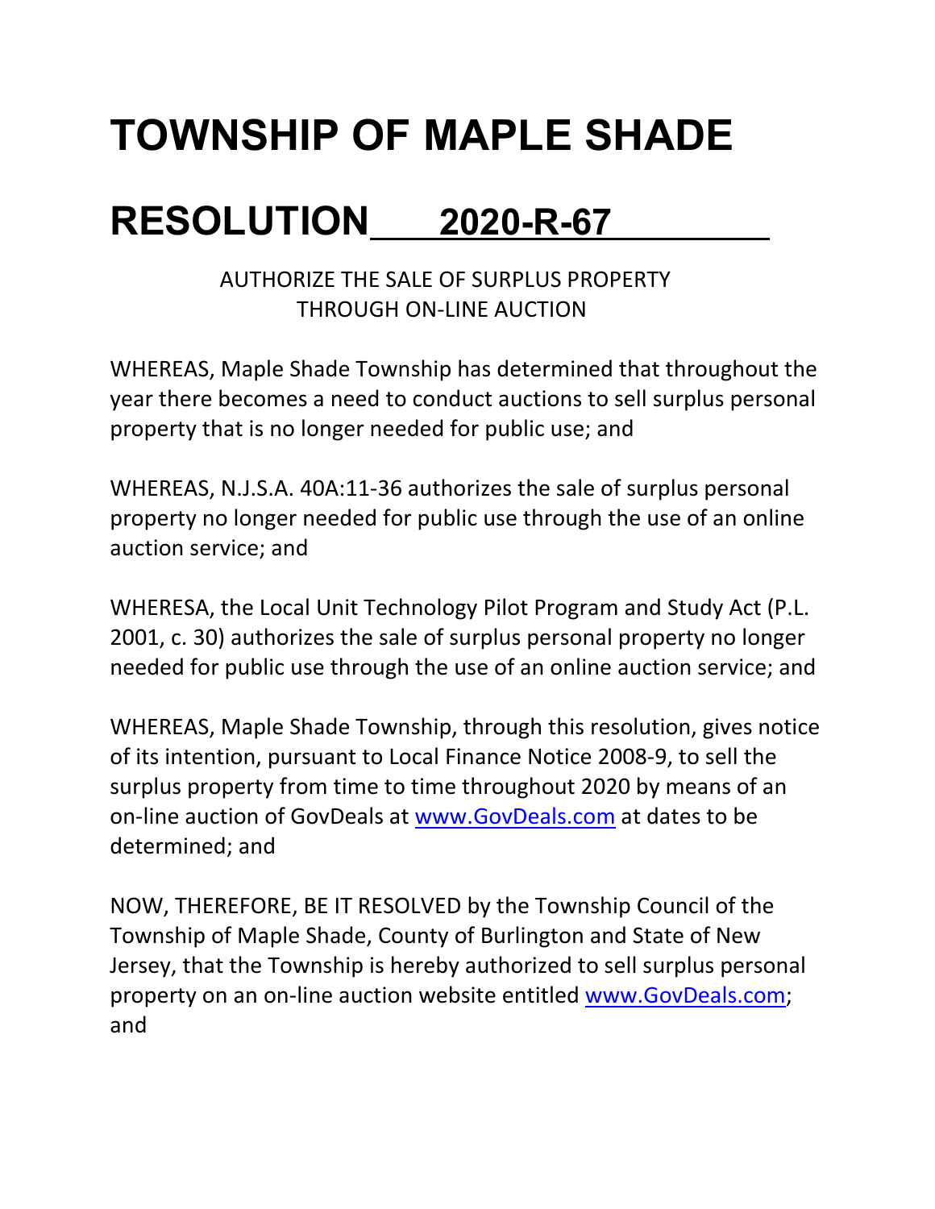# TOWNSHIP OF MAPLE SHADE

# RESOLUTION 2020-R-67

AUTHORIZE THE SALE OF SURPLUS PROPERTY
THROUGH ON-LINE AUCTION

WHEREAS, Maple Shade Township has determined that throughout the year there becomes a need to conduct auctions to sell surplus personal property that is no longer needed for public use; and

WHEREAS, N.J.S.A. 40A:11-36 authorizes the sale of surplus personal property no longer needed for public use through the use of an online auction service; and

WHERESA, the Local Unit Technology Pilot Program and Study Act (P.L. 2001, c. 30) authorizes the sale of surplus personal property no longer needed for public use through the use of an online auction service; and

WHEREAS, Maple Shade Township, through this resolution, gives notice of its intention, pursuant to Local Finance Notice 2008-9, to sell the surplus property from time to time throughout 2020 by means of an on-line auction of GovDeals at www.GovDeals.com at dates to be determined; and

NOW, THEREFORE, BE IT RESOLVED by the Township Council of the Township of Maple Shade, County of Burlington and State of New Jersey, that the Township is hereby authorized to sell surplus personal property on an on-line auction website entitled www.GovDeals.com; and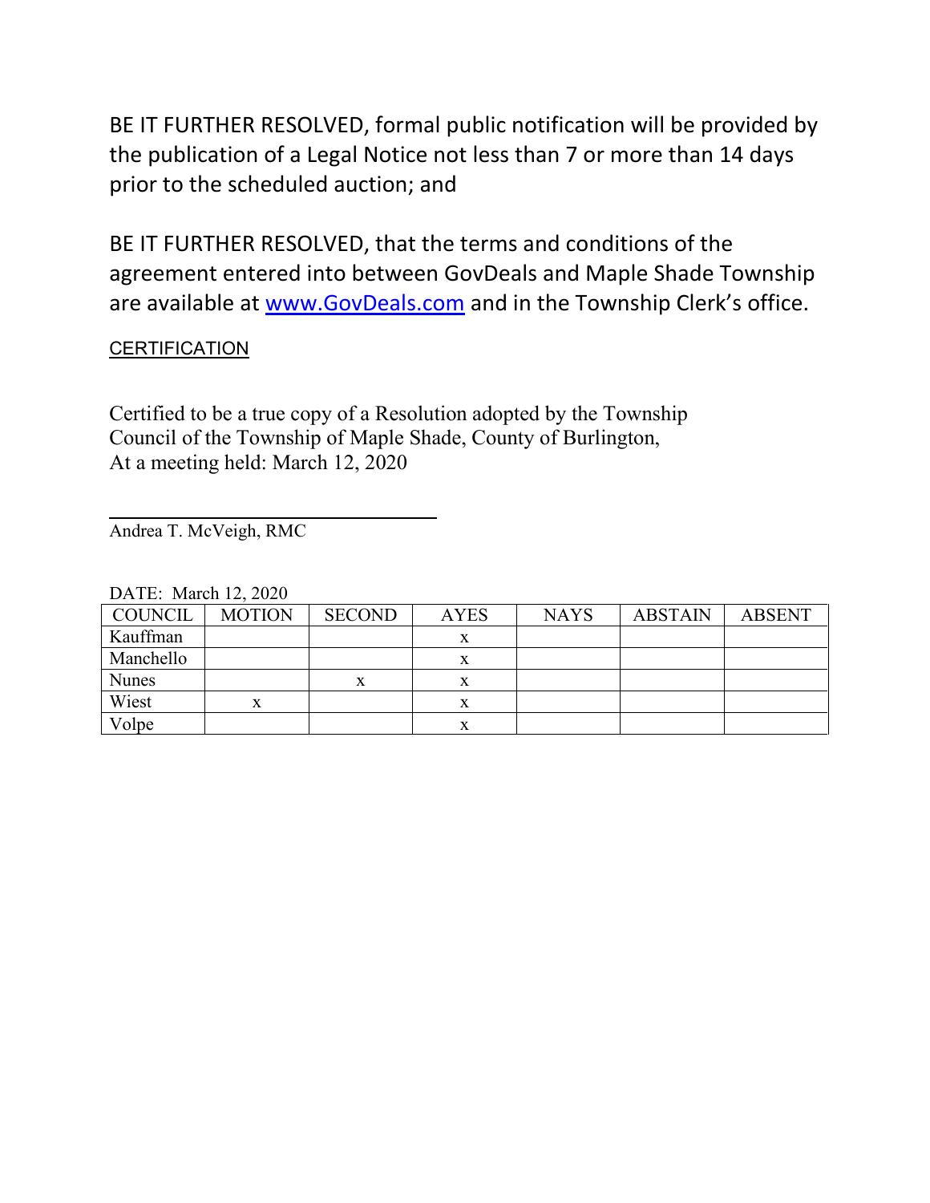BE IT FURTHER RESOLVED, formal public notification will be provided by the publication of a Legal Notice not less than 7 or more than 14 days prior to the scheduled auction; and

BE IT FURTHER RESOLVED, that the terms and conditions of the agreement entered into between GovDeals and Maple Shade Township are available at www.GovDeals.com and in the Township Clerk's office.

CERTIFICATION

Certified to be a true copy of a Resolution adopted by the Township Council of the Township of Maple Shade, County of Burlington, At a meeting held: March 12, 2020

______________________________
Andrea T. McVeigh, RMC

DATE: March 12, 2020

| COUNCIL | MOTION | SECOND | AYES | NAYS | ABSTAIN | ABSENT |
|---|---|---|---|---|---|---|
| Kauffman | | | x | | | |
| Manchello | | | x | | | |
| Nunes | | x | x | | | |
| Wiest | x | | x | | | |
| Volpe | | | x | | | |